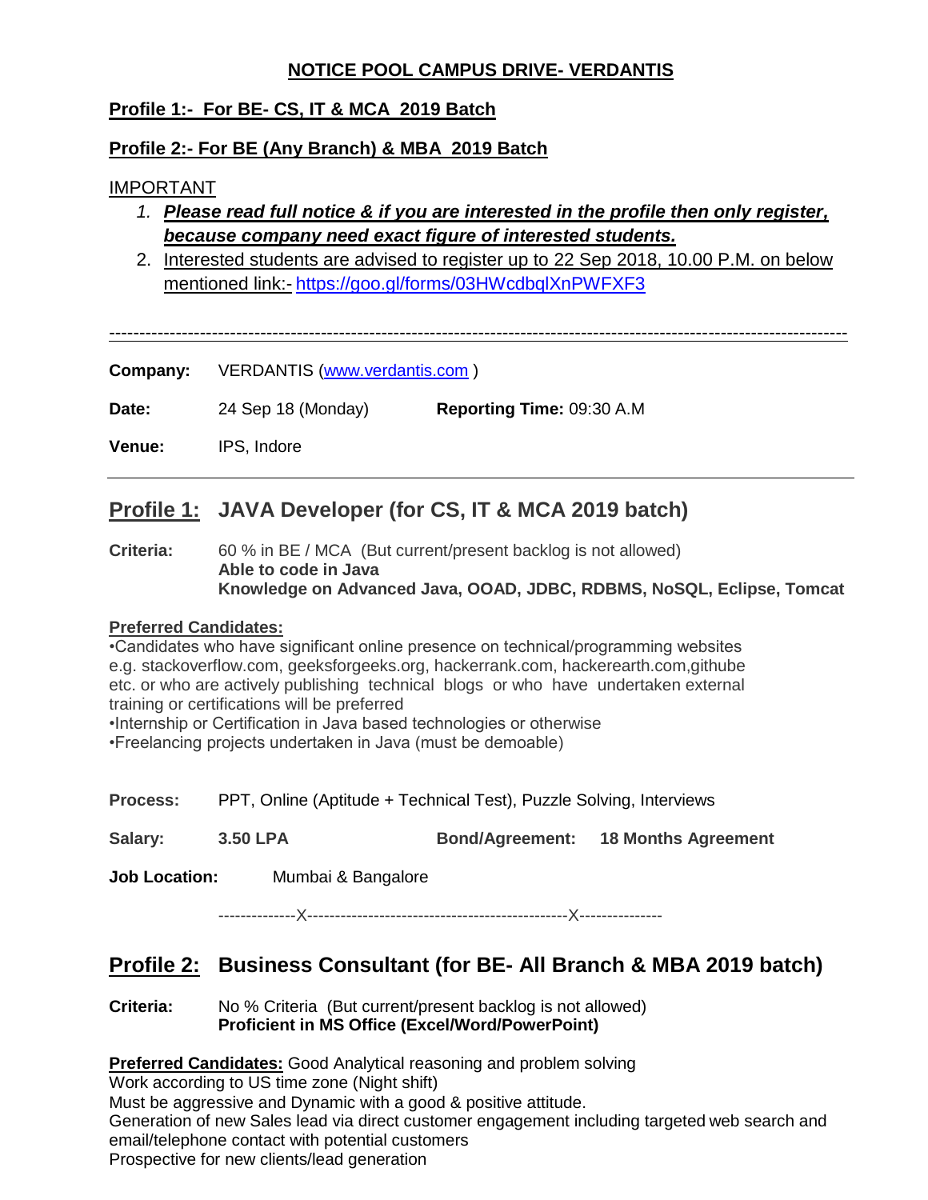## NOTICE POOL CAMPUS DRIVE- VERDANTIS

**Profile 1:- For BE- CS, IT & MCA 2019 Batch**

**Profile 2:- For BE (Any Branch) & MBA 2019 Batch**

IMPORTANT

1. ***Please read full notice & if you are interested in the profile then only register, because company need exact figure of interested students.***
2. Interested students are advised to register up to 22 Sep 2018, 10.00 P.M. on below mentioned link:- https://goo.gl/forms/03HWcdbqlXnPWFXF3

---

**Company:** VERDANTIS (www.verdantis.com )

**Date:** 24 Sep 18 (Monday) **Reporting Time:** 09:30 A.M

**Venue:** IPS, Indore

---

## Profile 1: JAVA Developer (for CS, IT & MCA 2019 batch)

**Criteria:** 60 % in BE / MCA (But current/present backlog is not allowed)
**Able to code in Java**
**Knowledge on Advanced Java, OOAD, JDBC, RDBMS, NoSQL, Eclipse, Tomcat**

**Preferred Candidates:**

•Candidates who have significant online presence on technical/programming websites e.g. stackoverflow.com, geeksforgeeks.org, hackerrank.com, hackerearth.com,githube etc. or who are actively publishing technical blogs or who have undertaken external training or certifications will be preferred

•Internship or Certification in Java based technologies or otherwise

•Freelancing projects undertaken in Java (must be demoable)

**Process:** PPT, Online (Aptitude + Technical Test), Puzzle Solving, Interviews

**Salary:** **3.50 LPA** **Bond/Agreement:** **18 Months Agreement**

**Job Location:** Mumbai & Bangalore

--------------X-----------------------------------------------X---------------

## Profile 2: Business Consultant (for BE- All Branch & MBA 2019 batch)

**Criteria:** No % Criteria (But current/present backlog is not allowed)
**Proficient in MS Office (Excel/Word/PowerPoint)**

**Preferred Candidates:** Good Analytical reasoning and problem solving
Work according to US time zone (Night shift)
Must be aggressive and Dynamic with a good & positive attitude.
Generation of new Sales lead via direct customer engagement including targeted web search and email/telephone contact with potential customers
Prospective for new clients/lead generation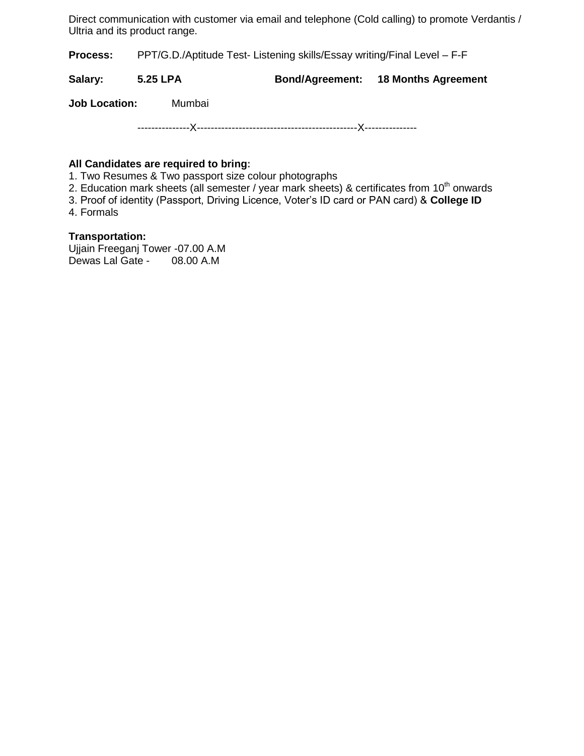Direct communication with customer via email and telephone (Cold calling) to promote Verdantis / Ultria and its product range.

**Process:** PPT/G.D./Aptitude Test- Listening skills/Essay writing/Final Level – F-F

**Salary:** **5.25 LPA** **Bond/Agreement:** **18 Months Agreement**

**Job Location:** Mumbai

---------------X---------------------------------------------X---------------

**All Candidates are required to bring:**

1. Two Resumes & Two passport size colour photographs
2. Education mark sheets (all semester / year mark sheets) & certificates from 10th onwards
3. Proof of identity (Passport, Driving Licence, Voter's ID card or PAN card) & **College ID**
4. Formals

**Transportation:**

Ujjain Freeganj Tower -07.00 A.M
Dewas Lal Gate - 08.00 A.M